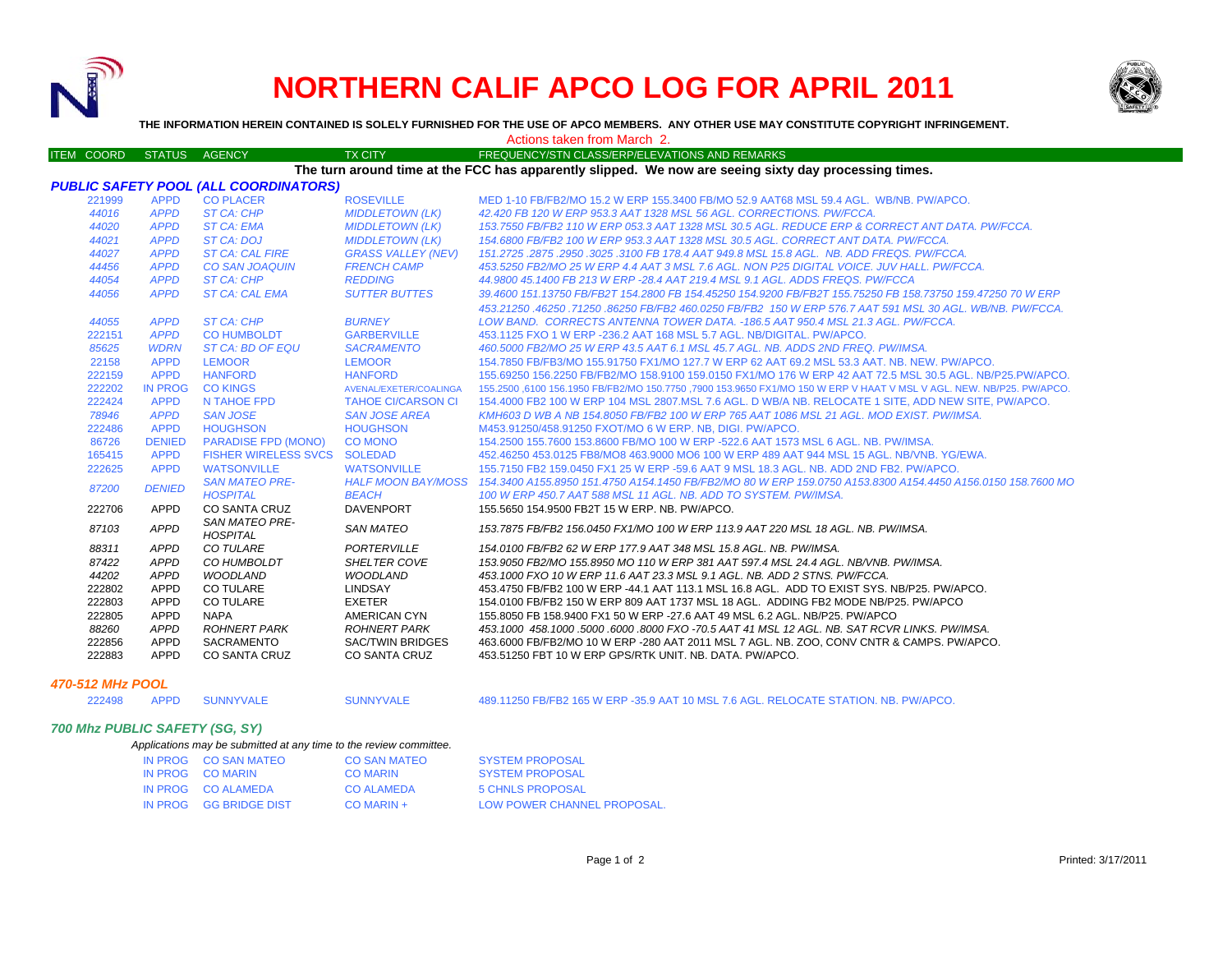# NORTHERN CALIF APCO LOG FOR APRIL 2011

**THE INFORMATION HEREIN CONTAINED IS SOLELY FURNISHED FOR THE USE OF APCO MEMBERS. ANY OTHER USE MAY CONSTITUTE COPYRIGHT INFRINGEMENT.**

Actions taken from March 2.

**The turn around time at the FCC has apparently slipped. We now are seeing sixty day processing times.**

### PUBLIC SAFETY POOL (ALL COORDINATORS)

| ITEM COORD | STATUS | AGENCY | TX CITY | FREQUENCY/STN CLASS/ERP/ELEVATIONS AND REMARKS |
|---|---|---|---|---|
| 221999 | APPD | CO PLACER | ROSEVILLE | MED 1-10 FB/FB2/MO 15.2 W ERP 155.3400 FB/MO 52.9 AAT68 MSL 59.4 AGL. WB/NB. PW/APCO. |
| 44016 | APPD | ST CA: CHP | MIDDLETOWN (LK) | 42.420 FB 120 W ERP 953.3 AAT 1328 MSL 56 AGL. CORRECTIONS. PW/FCCA. |
| 44020 | APPD | ST CA: EMA | MIDDLETOWN (LK) | 153.7550 FB/FB2 110 W ERP 053.3 AAT 1328 MSL 30.5 AGL. REDUCE ERP & CORRECT ANT DATA. PW/FCCA. |
| 44021 | APPD | ST CA: DOJ | MIDDLETOWN (LK) | 154.6800 FB/FB2 100 W ERP 953.3 AAT 1328 MSL 30.5 AGL. CORRECT ANT DATA. PW/FCCA. |
| 44027 | APPD | ST CA: CAL FIRE | GRASS VALLEY (NEV) | 151.2725 .2875 .2950 .3025 .3100 FB 178.4 AAT 949.8 MSL 15.8 AGL. NB. ADD FREQS. PW/FCCA. |
| 44456 | APPD | CO SAN JOAQUIN | FRENCH CAMP | 453.5250 FB2/MO 25 W ERP 4.4 AAT 3 MSL 7.6 AGL. NON P25 DIGITAL VOICE. JUV HALL. PW/FCCA. |
| 44054 | APPD | ST CA: CHP | REDDING | 44.9800 45.1400 FB 213 W ERP -28.4 AAT 219.4 MSL 9.1 AGL. ADDS FREQS. PW/FCCA |
| 44056 | APPD | ST CA: CAL EMA | SUTTER BUTTES | 39.4600 151.13750 FB/FB2T 154.2800 FB 154.45250 154.9200 FB/FB2T 155.75250 FB 158.73750 159.47250 70 W ERP 453.21250 .46250 .71250 .86250 FB/FB2 460.0250 FB/FB2 150 W ERP 576.7 AAT 591 MSL 30 AGL. WB/NB. PW/FCCA. |
| 44055 | APPD | ST CA: CHP | BURNEY | LOW BAND. CORRECTS ANTENNA TOWER DATA. -186.5 AAT 950.4 MSL 21.3 AGL. PW/FCCA. |
| 222151 | APPD | CO HUMBOLDT | GARBERVILLE | 453.1125 FXO 1 W ERP -236.2 AAT 168 MSL 5.7 AGL. NB/DIGITAL. PW/APCO. |
| 85625 | WDRN | ST CA: BD OF EQU | SACRAMENTO | 460.5000 FB2/MO 25 W ERP 43.5 AAT 6.1 MSL 45.7 AGL. NB. ADDS 2ND FREQ. PW/IMSA. |
| 22158 | APPD | LEMOOR | LEMOOR | 154.7850 FB/FB3/MO 155.91750 FX1/MO 127.7 W ERP 62 AAT 69.2 MSL 53.3 AAT. NB. NEW. PW/APCO. |
| 222159 | APPD | HANFORD | HANFORD | 155.69250 156.2250 FB/FB2/MO 158.9100 159.0150 FX1/MO 176 W ERP 42 AAT 72.5 MSL 30.5 AGL. NB/P25.PW/APCO. |
| 222202 | IN PROG | CO KINGS | AVENAL/EXETER/COALINGA | 155.2500 ,6100 156.1950 FB/FB2/MO 150.7750 ,7900 153.9650 FX1/MO 150 W ERP V HAAT V MSL V AGL. NEW. NB/P25. PW/APCO. |
| 222424 | APPD | N TAHOE FPD | TAHOE CI/CARSON CI | 154.4000 FB2 100 W ERP 104 MSL 2807.MSL 7.6 AGL. D WB/A NB. RELOCATE 1 SITE, ADD NEW SITE, PW/APCO. |
| 78946 | APPD | SAN JOSE | SAN JOSE AREA | KMH603 D WB A NB 154.8050 FB/FB2 100 W ERP 765 AAT 1086 MSL 21 AGL. MOD EXIST. PW/IMSA. |
| 222486 | APPD | HOUGHSON | HOUGHSON | M453.91250/458.91250 FXOT/MO 6 W ERP. NB, DIGI. PW/APCO. |
| 86726 | DENIED | PARADISE FPD (MONO) | CO MONO | 154.2500 155.7600 153.8600 FB/MO 100 W ERP -522.6 AAT 1573 MSL 6 AGL. NB. PW/IMSA. |
| 165415 | APPD | FISHER WIRELESS SVCS | SOLEDAD | 452.46250 453.0125 FB8/MO8 463.9000 MO6 100 W ERP 489 AAT 944 MSL 15 AGL. NB/VNB. YG/EWA. |
| 222625 | APPD | WATSONVILLE | WATSONVILLE | 155.7150 FB2 159.0450 FX1 25 W ERP -59.6 AAT 9 MSL 18.3 AGL. NB. ADD 2ND FB2. PW/APCO. |
| 87200 | DENIED | SAN MATEO PRE-HOSPITAL | HALF MOON BAY/MOSS BEACH | 154.3400 A155.8950 151.4750 A154.1450 FB/FB2/MO 80 W ERP 159.0750 A153.8300 A154.4450 A156.0150 158.7600 MO 100 W ERP 450.7 AAT 588 MSL 11 AGL. NB. ADD TO SYSTEM. PW/IMSA. |
| 222706 | APPD | CO SANTA CRUZ | DAVENPORT | 155.5650 154.9500 FB2T 15 W ERP. NB. PW/APCO. |
| 87103 | APPD | SAN MATEO PRE-HOSPITAL | SAN MATEO | 153.7875 FB/FB2 156.0450 FX1/MO 100 W ERP 113.9 AAT 220 MSL 18 AGL. NB. PW/IMSA. |
| 88311 | APPD | CO TULARE | PORTERVILLE | 154.0100 FB/FB2 62 W ERP 177.9 AAT 348 MSL 15.8 AGL. NB. PW/IMSA. |
| 87422 | APPD | CO HUMBOLDT | SHELTER COVE | 153.9050 FB2/MO 155.8950 MO 110 W ERP 381 AAT 597.4 MSL 24.4 AGL. NB/VNB. PW/IMSA. |
| 44202 | APPD | WOODLAND | WOODLAND | 453.1000 FXO 10 W ERP 11.6 AAT 23.3 MSL 9.1 AGL. NB. ADD 2 STNS. PW/FCCA. |
| 222802 | APPD | CO TULARE | LINDSAY | 453.4750 FB/FB2 100 W ERP -44.1 AAT 113.1 MSL 16.8 AGL. ADD TO EXIST SYS. NB/P25. PW/APCO. |
| 222803 | APPD | CO TULARE | EXETER | 154.0100 FB/FB2 150 W ERP 809 AAT 1737 MSL 18 AGL. ADDING FB2 MODE NB/P25. PW/APCO |
| 222805 | APPD | NAPA | AMERICAN CYN | 155.8050 FB 158.9400 FX1 50 W ERP -27.6 AAT 49 MSL 6.2 AGL. NB/P25. PW/APCO |
| 88260 | APPD | ROHNERT PARK | ROHNERT PARK | 453.1000 458.1000 .5000 .6000 .8000 FXO -70.5 AAT 41 MSL 12 AGL. NB. SAT RCVR LINKS. PW/IMSA. |
| 222856 | APPD | SACRAMENTO | SAC/TWIN BRIDGES | 463.6000 FB/FB2/MO 10 W ERP -280 AAT 2011 MSL 7 AGL. NB. ZOO, CONV CNTR & CAMPS. PW/APCO. |
| 222883 | APPD | CO SANTA CRUZ | CO SANTA CRUZ | 453.51250 FBT 10 W ERP GPS/RTK UNIT. NB. DATA. PW/APCO. |

### 470-512 MHz POOL

| ITEM COORD | STATUS | AGENCY | TX CITY | FREQUENCY/STN CLASS/ERP/ELEVATIONS AND REMARKS |
|---|---|---|---|---|
| 222498 | APPD | SUNNYVALE | SUNNYVALE | 489.11250 FB/FB2 165 W ERP -35.9 AAT 10 MSL 7.6 AGL. RELOCATE STATION. NB. PW/APCO. |

### 700 Mhz PUBLIC SAFETY (SG, SY)

*Applications may be submitted at any time to the review committee.*

| STATUS | AGENCY | TX CITY | REMARKS |
|---|---|---|---|
| IN PROG | CO SAN MATEO | CO SAN MATEO | SYSTEM PROPOSAL |
| IN PROG | CO MARIN | CO MARIN | SYSTEM PROPOSAL |
| IN PROG | CO ALAMEDA | CO ALAMEDA | 5 CHNLS PROPOSAL |
| IN PROG | GG BRIDGE DIST | CO MARIN + | LOW POWER CHANNEL PROPOSAL. |

Printed: 3/17/2011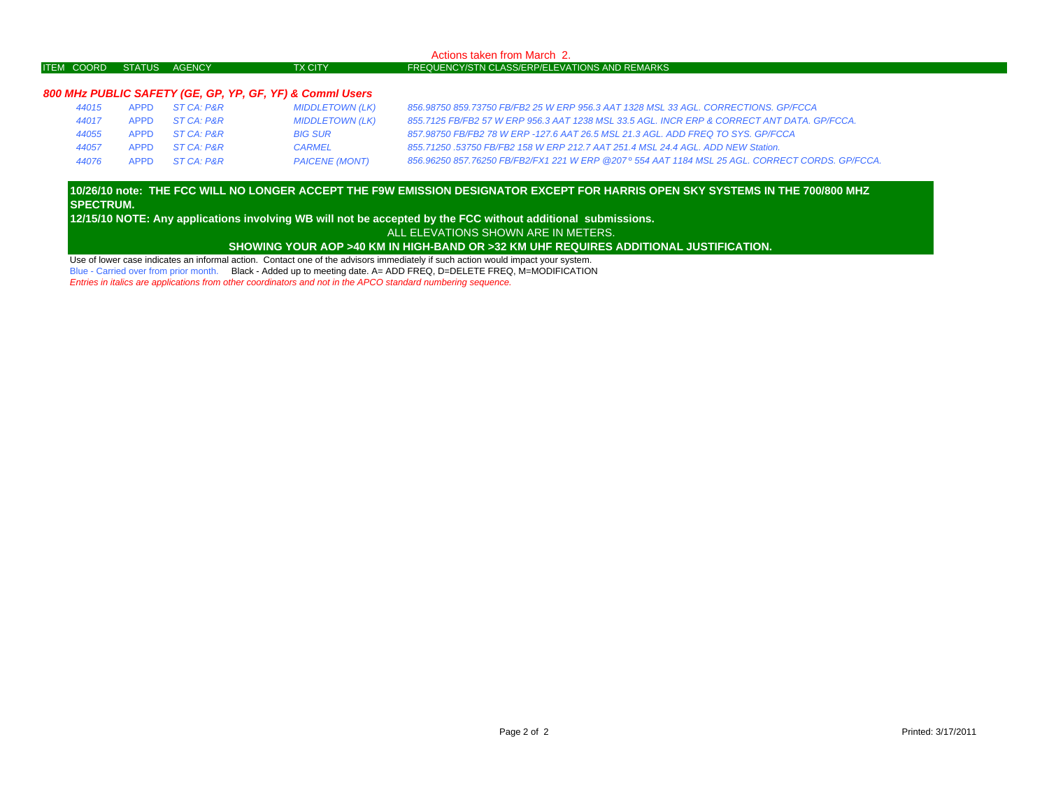Actions taken from March 2.

| ITEM | COORD | STATUS | AGENCY | TX CITY | FREQUENCY/STN CLASS/ERP/ELEVATIONS AND REMARKS |
|---|---|---|---|---|---|
| ***800 MHz PUBLIC SAFETY (GE, GP, YP, GF, YF) & Comml Users*** | | | | | |
| | *44015* | APPD | *ST CA: P&R* | *MIDDLETOWN (LK)* | *856.98750 859.73750 FB/FB2 25 W ERP 956.3 AAT 1328 MSL 33 AGL. CORRECTIONS. GP/FCCA* |
| | *44017* | APPD | *ST CA: P&R* | *MIDDLETOWN (LK)* | *855.7125 FB/FB2 57 W ERP 956.3 AAT 1238 MSL 33.5 AGL. INCR ERP & CORRECT ANT DATA. GP/FCCA.* |
| | *44055* | APPD | *ST CA: P&R* | *BIG SUR* | *857.98750 FB/FB2 78 W ERP -127.6 AAT 26.5 MSL 21.3 AGL. ADD FREQ TO SYS. GP/FCCA* |
| | *44057* | APPD | *ST CA: P&R* | *CARMEL* | *855.71250 .53750 FB/FB2 158 W ERP 212.7 AAT 251.4 MSL 24.4 AGL. ADD NEW Station.* |
| | *44076* | APPD | *ST CA: P&R* | *PAICENE (MONT)* | *856.96250 857.76250 FB/FB2/FX1 221 W ERP @207° 554 AAT 1184 MSL 25 AGL. CORRECT CORDS. GP/FCCA.* |

**10/26/10 note: THE FCC WILL NO LONGER ACCEPT THE F9W EMISSION DESIGNATOR EXCEPT FOR HARRIS OPEN SKY SYSTEMS IN THE 700/800 MHZ SPECTRUM.**

**12/15/10 NOTE: Any applications involving WB will not be accepted by the FCC without additional submissions.**

ALL ELEVATIONS SHOWN ARE IN METERS.

**SHOWING YOUR AOP >40 KM IN HIGH-BAND OR >32 KM UHF REQUIRES ADDITIONAL JUSTIFICATION.**

Use of lower case indicates an informal action. Contact one of the advisors immediately if such action would impact your system.

Blue - Carried over from prior month. Black - Added up to meeting date. A= ADD FREQ, D=DELETE FREQ, M=MODIFICATION

*Entries in italics are applications from other coordinators and not in the APCO standard numbering sequence.*

Printed: 3/17/2011